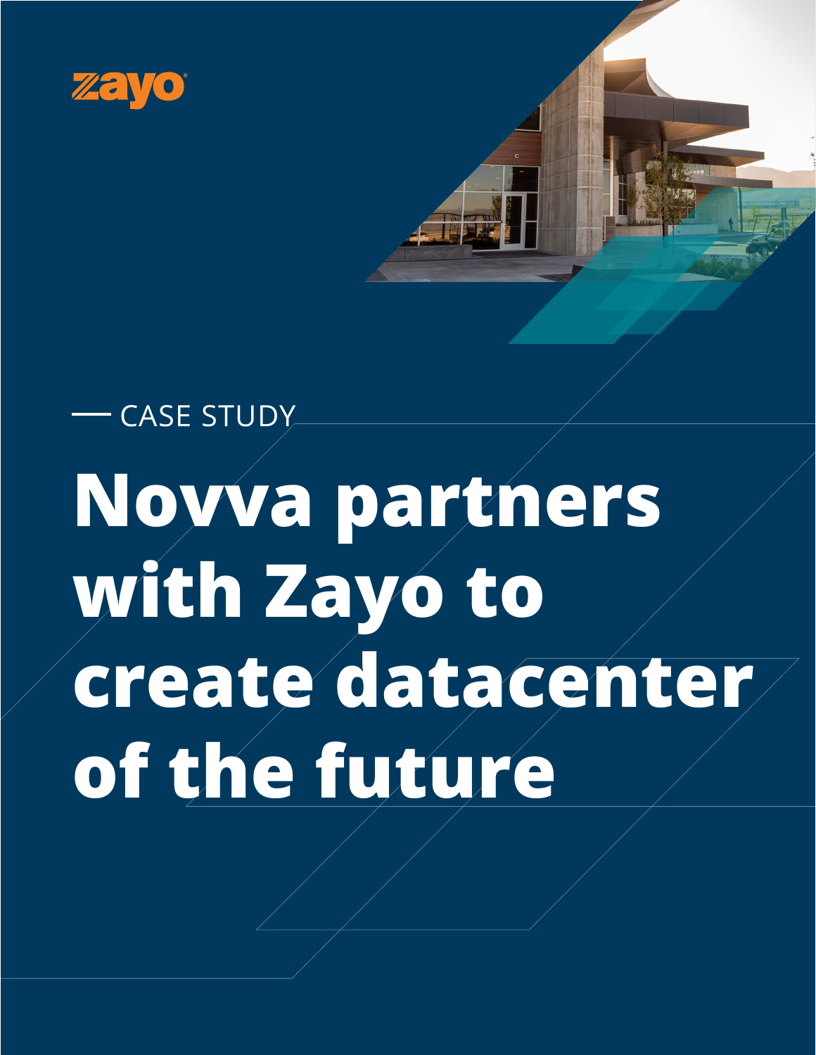zayo

— CASE STUDY

# Novva partners with Zayo to create datacenter of the future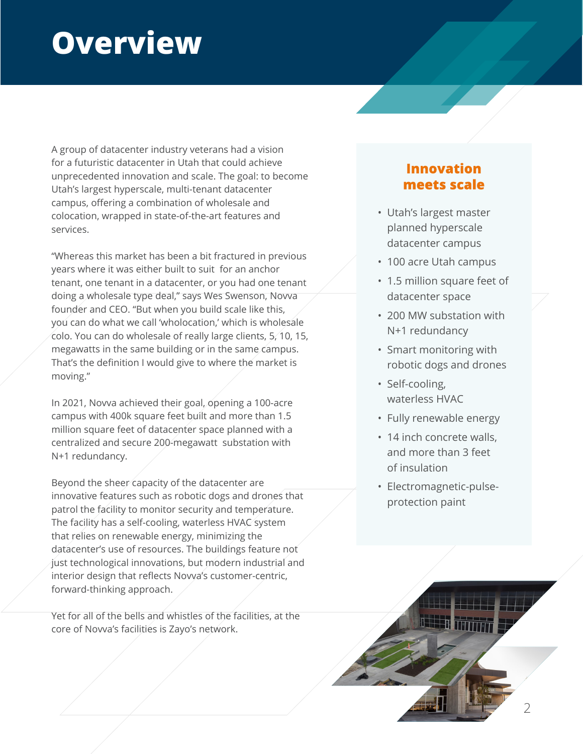# Overview

A group of datacenter industry veterans had a vision for a futuristic datacenter in Utah that could achieve unprecedented innovation and scale. The goal: to become Utah's largest hyperscale, multi-tenant datacenter campus, offering a combination of wholesale and colocation, wrapped in state-of-the-art features and services.

"Whereas this market has been a bit fractured in previous years where it was either built to suit for an anchor tenant, one tenant in a datacenter, or you had one tenant doing a wholesale type deal," says Wes Swenson, Novva founder and CEO. "But when you build scale like this, you can do what we call 'wholocation,' which is wholesale colo. You can do wholesale of really large clients, 5, 10, 15, megawatts in the same building or in the same campus. That's the definition I would give to where the market is moving."

In 2021, Novva achieved their goal, opening a 100-acre campus with 400k square feet built and more than 1.5 million square feet of datacenter space planned with a centralized and secure 200-megawatt substation with N+1 redundancy.

Beyond the sheer capacity of the datacenter are innovative features such as robotic dogs and drones that patrol the facility to monitor security and temperature. The facility has a self-cooling, waterless HVAC system that relies on renewable energy, minimizing the datacenter's use of resources. The buildings feature not just technological innovations, but modern industrial and interior design that reflects Novva's customer-centric, forward-thinking approach.

Yet for all of the bells and whistles of the facilities, at the core of Novva's facilities is Zayo's network.

## Innovation meets scale

- Utah's largest master planned hyperscale datacenter campus
- 100 acre Utah campus
- 1.5 million square feet of datacenter space
- 200 MW substation with N+1 redundancy
- Smart monitoring with robotic dogs and drones
- Self-cooling, waterless HVAC
- Fully renewable energy
- 14 inch concrete walls, and more than 3 feet of insulation
- Electromagnetic-pulse-protection paint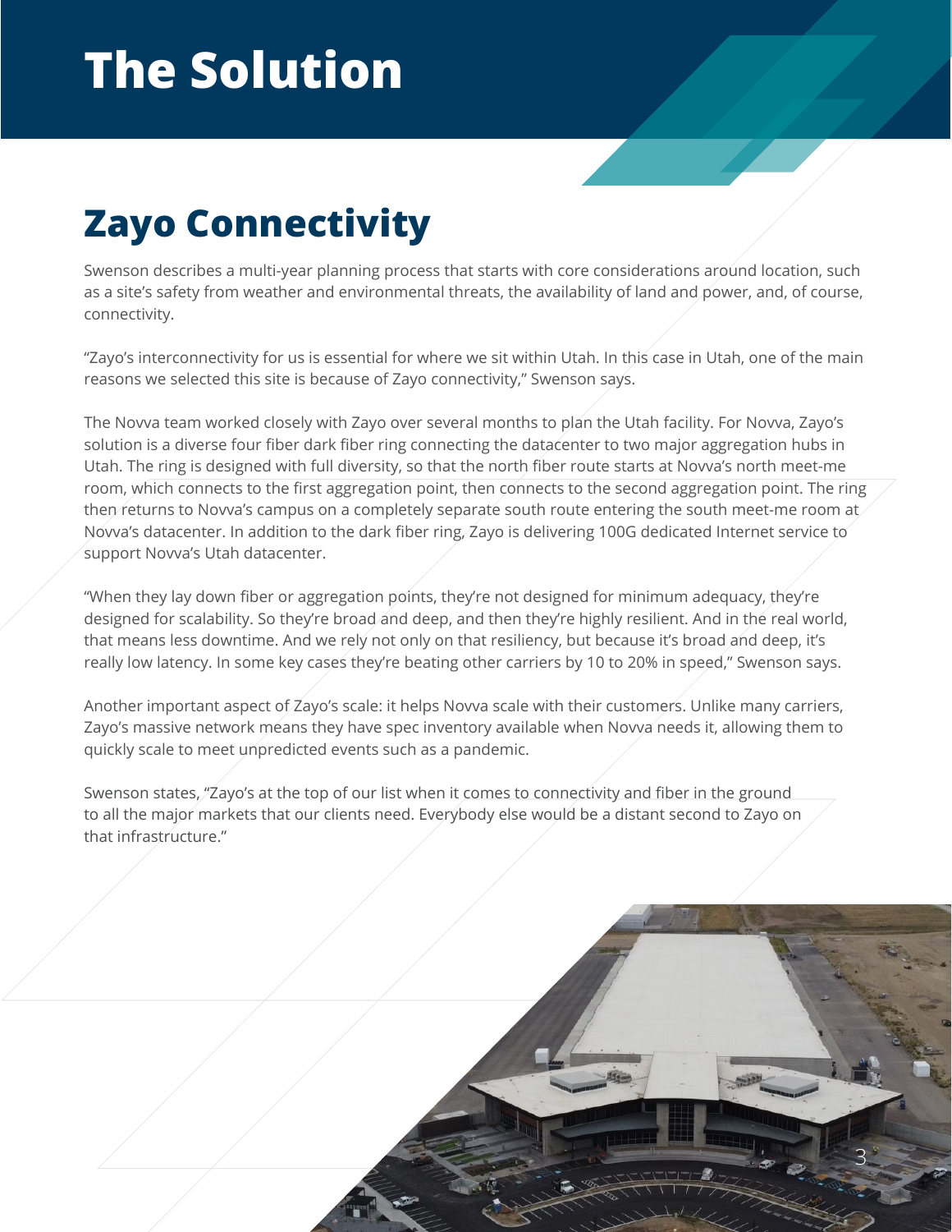# The Solution

## Zayo Connectivity

Swenson describes a multi-year planning process that starts with core considerations around location, such as a site's safety from weather and environmental threats, the availability of land and power, and, of course, connectivity.

"Zayo's interconnectivity for us is essential for where we sit within Utah. In this case in Utah, one of the main reasons we selected this site is because of Zayo connectivity," Swenson says.

The Novva team worked closely with Zayo over several months to plan the Utah facility. For Novva, Zayo's solution is a diverse four fiber dark fiber ring connecting the datacenter to two major aggregation hubs in Utah. The ring is designed with full diversity, so that the north fiber route starts at Novva's north meet-me room, which connects to the first aggregation point, then connects to the second aggregation point. The ring then returns to Novva's campus on a completely separate south route entering the south meet-me room at Novva's datacenter. In addition to the dark fiber ring, Zayo is delivering 100G dedicated Internet service to support Novva's Utah datacenter.

"When they lay down fiber or aggregation points, they're not designed for minimum adequacy, they're designed for scalability. So they're broad and deep, and then they're highly resilient. And in the real world, that means less downtime. And we rely not only on that resiliency, but because it's broad and deep, it's really low latency. In some key cases they're beating other carriers by 10 to 20% in speed," Swenson says.

Another important aspect of Zayo's scale: it helps Novva scale with their customers. Unlike many carriers, Zayo's massive network means they have spec inventory available when Novva needs it, allowing them to quickly scale to meet unpredicted events such as a pandemic.

Swenson states, "Zayo's at the top of our list when it comes to connectivity and fiber in the ground to all the major markets that our clients need. Everybody else would be a distant second to Zayo on that infrastructure."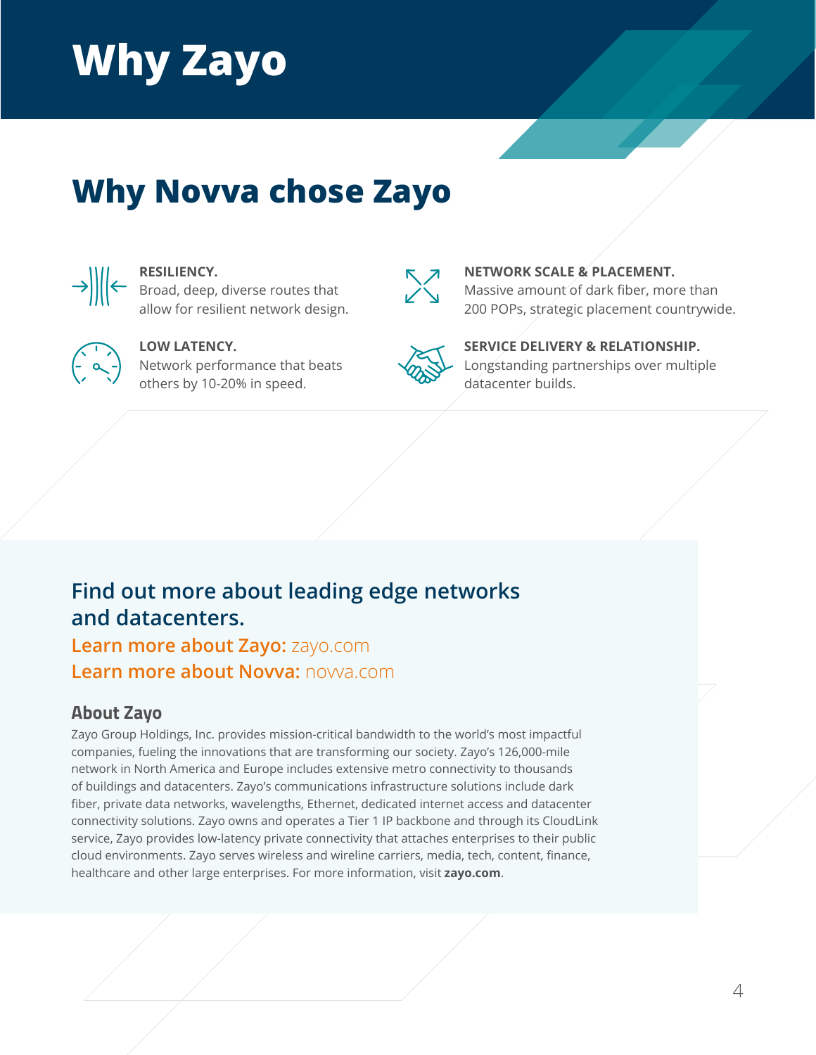# Why Zayo

## Why Novva chose Zayo

**RESILIENCY.**
Broad, deep, diverse routes that allow for resilient network design.

**LOW LATENCY.**
Network performance that beats others by 10-20% in speed.

**NETWORK SCALE & PLACEMENT.**
Massive amount of dark fiber, more than 200 POPs, strategic placement countrywide.

**SERVICE DELIVERY & RELATIONSHIP.**
Longstanding partnerships over multiple datacenter builds.

## Find out more about leading edge networks and datacenters.

**Learn more about Zayo:** zayo.com
**Learn more about Novva:** novva.com

### About Zayo

Zayo Group Holdings, Inc. provides mission-critical bandwidth to the world's most impactful companies, fueling the innovations that are transforming our society. Zayo's 126,000-mile network in North America and Europe includes extensive metro connectivity to thousands of buildings and datacenters. Zayo's communications infrastructure solutions include dark fiber, private data networks, wavelengths, Ethernet, dedicated internet access and datacenter connectivity solutions. Zayo owns and operates a Tier 1 IP backbone and through its CloudLink service, Zayo provides low-latency private connectivity that attaches enterprises to their public cloud environments. Zayo serves wireless and wireline carriers, media, tech, content, finance, healthcare and other large enterprises. For more information, visit **zayo.com**.